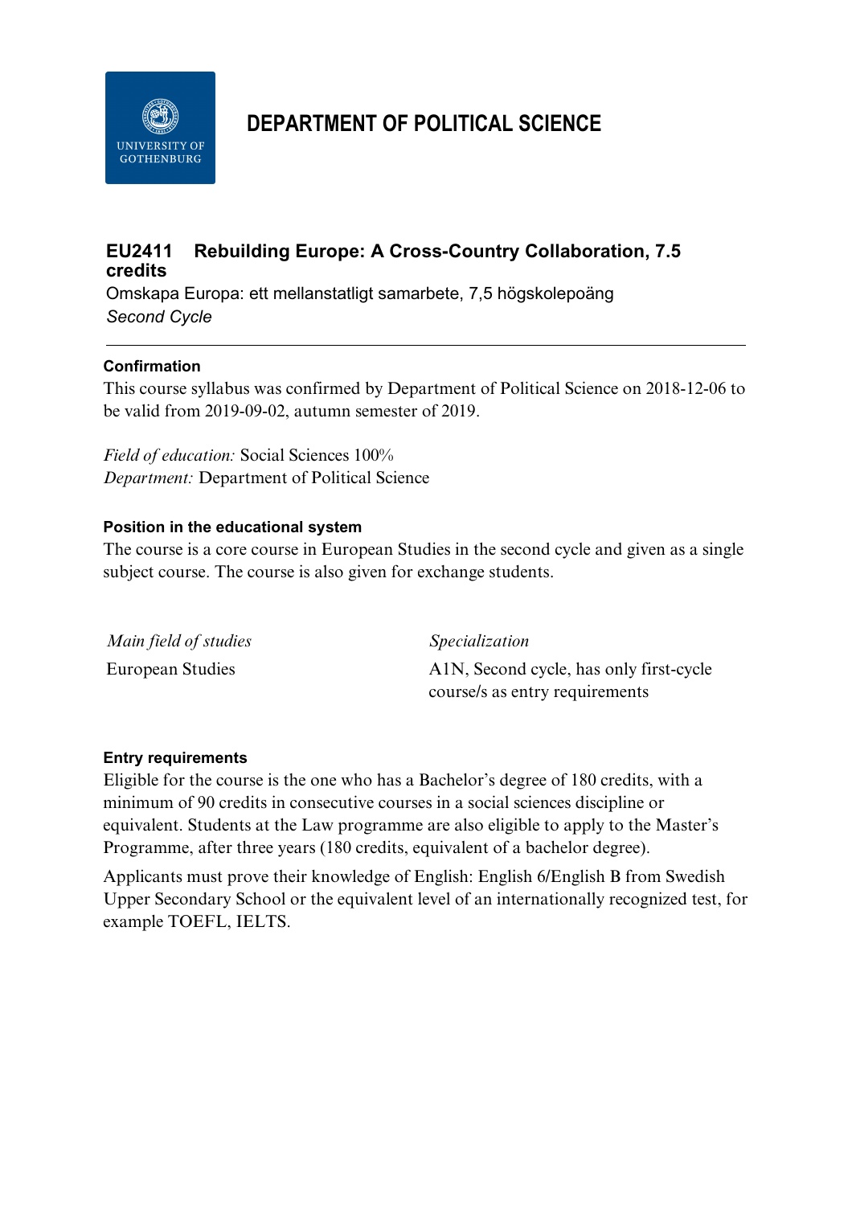# DEPARTMENT OF POLITICAL SCIENCE

## EU2411 Rebuilding Europe: A Cross-Country Collaboration, 7.5 credits

Omskapa Europa: ett mellanstatligt samarbete, 7,5 högskolepoäng

*Second Cycle*

---

### Confirmation

This course syllabus was confirmed by Department of Political Science on 2018-12-06 to be valid from 2019-09-02, autumn semester of 2019.

*Field of education:* Social Sciences 100%
*Department:* Department of Political Science

### Position in the educational system

The course is a core course in European Studies in the second cycle and given as a single subject course. The course is also given for exchange students.

| *Main field of studies* | *Specialization* |
| --- | --- |
| European Studies | A1N, Second cycle, has only first-cycle course/s as entry requirements |

### Entry requirements

Eligible for the course is the one who has a Bachelor's degree of 180 credits, with a minimum of 90 credits in consecutive courses in a social sciences discipline or equivalent. Students at the Law programme are also eligible to apply to the Master's Programme, after three years (180 credits, equivalent of a bachelor degree).

Applicants must prove their knowledge of English: English 6/English B from Swedish Upper Secondary School or the equivalent level of an internationally recognized test, for example TOEFL, IELTS.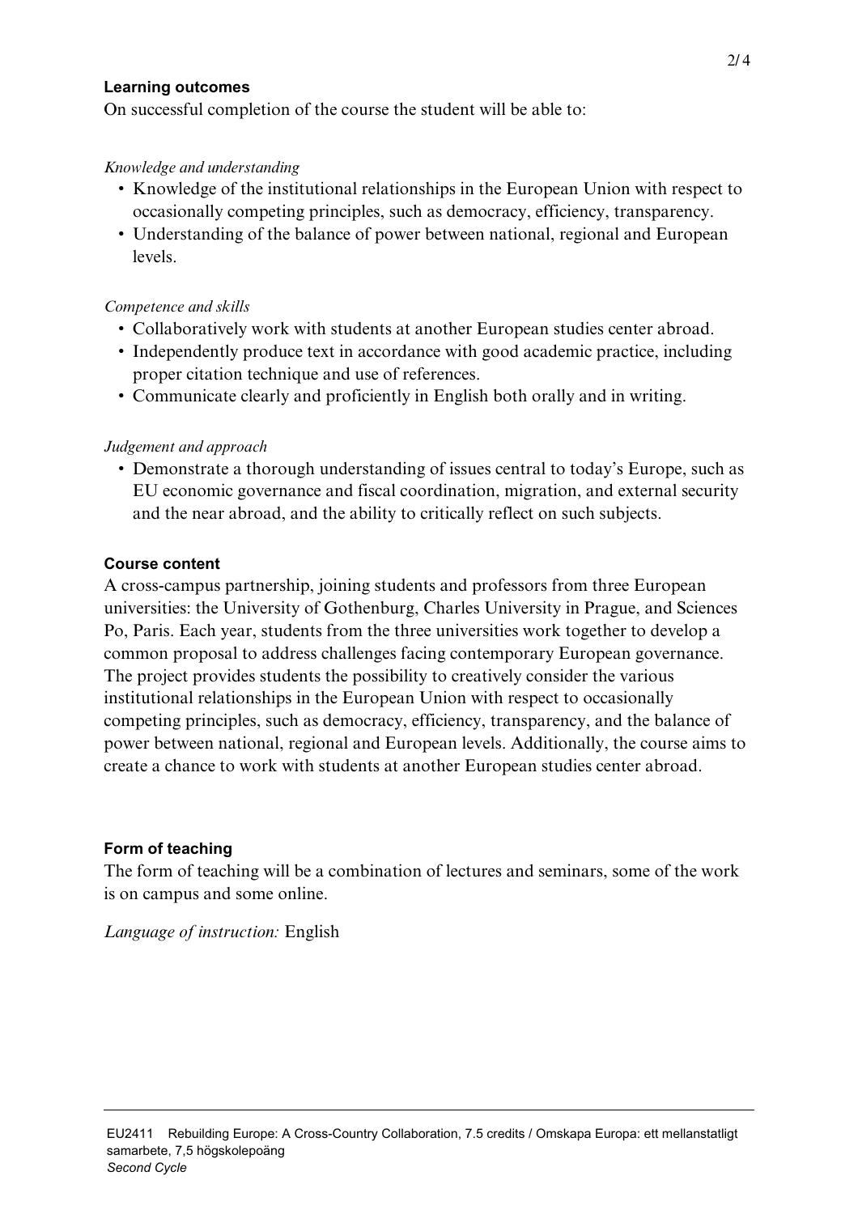## Learning outcomes

On successful completion of the course the student will be able to:

*Knowledge and understanding*

- Knowledge of the institutional relationships in the European Union with respect to occasionally competing principles, such as democracy, efficiency, transparency.
- Understanding of the balance of power between national, regional and European levels.

*Competence and skills*

- Collaboratively work with students at another European studies center abroad.
- Independently produce text in accordance with good academic practice, including proper citation technique and use of references.
- Communicate clearly and proficiently in English both orally and in writing.

*Judgement and approach*

- Demonstrate a thorough understanding of issues central to today's Europe, such as EU economic governance and fiscal coordination, migration, and external security and the near abroad, and the ability to critically reflect on such subjects.

## Course content

A cross-campus partnership, joining students and professors from three European universities: the University of Gothenburg, Charles University in Prague, and Sciences Po, Paris. Each year, students from the three universities work together to develop a common proposal to address challenges facing contemporary European governance. The project provides students the possibility to creatively consider the various institutional relationships in the European Union with respect to occasionally competing principles, such as democracy, efficiency, transparency, and the balance of power between national, regional and European levels. Additionally, the course aims to create a chance to work with students at another European studies center abroad.

## Form of teaching

The form of teaching will be a combination of lectures and seminars, some of the work is on campus and some online.

*Language of instruction:* English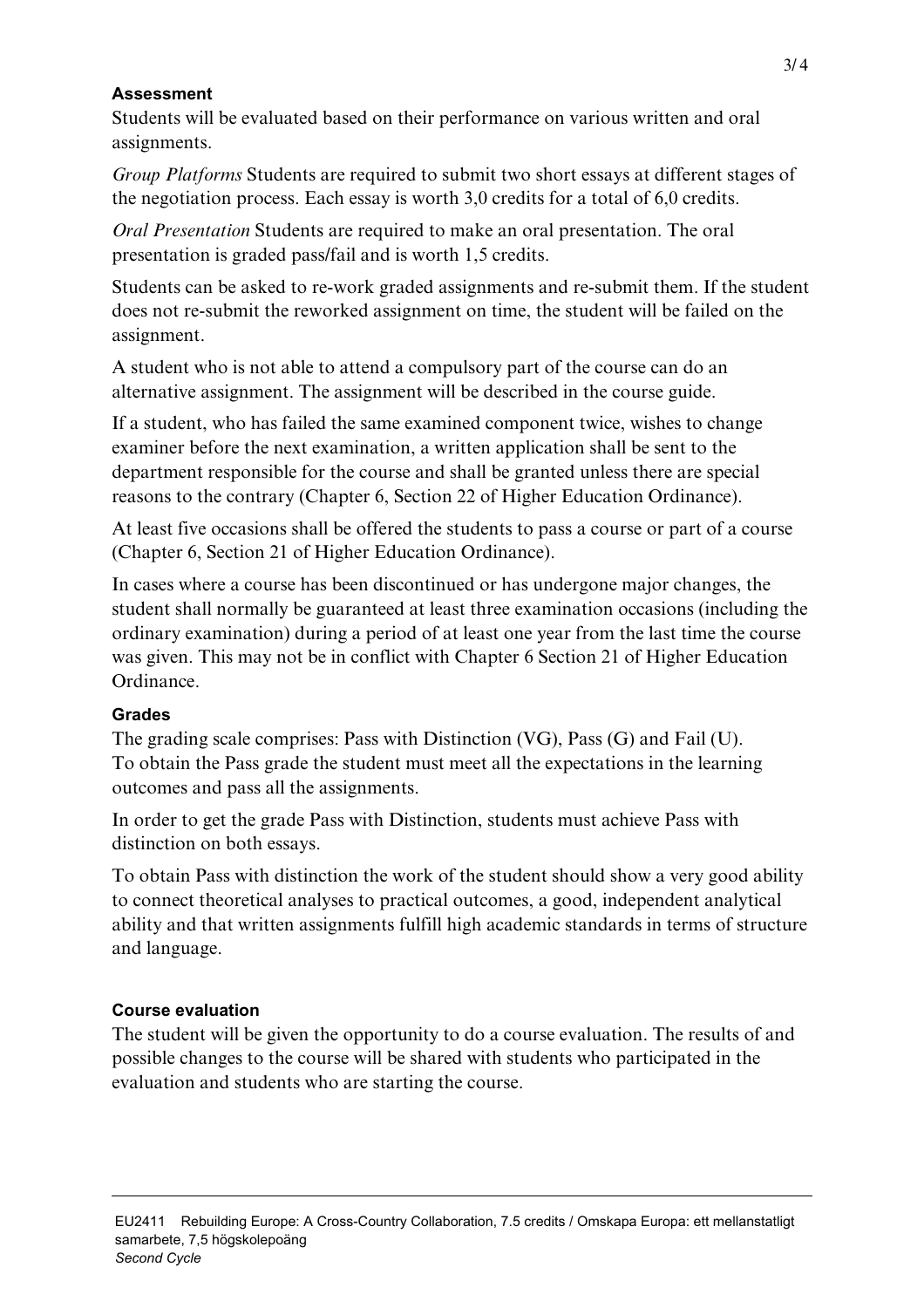### Assessment

Students will be evaluated based on their performance on various written and oral assignments.

*Group Platforms* Students are required to submit two short essays at different stages of the negotiation process. Each essay is worth 3,0 credits for a total of 6,0 credits.

*Oral Presentation* Students are required to make an oral presentation. The oral presentation is graded pass/fail and is worth 1,5 credits.

Students can be asked to re-work graded assignments and re-submit them. If the student does not re-submit the reworked assignment on time, the student will be failed on the assignment.

A student who is not able to attend a compulsory part of the course can do an alternative assignment. The assignment will be described in the course guide.

If a student, who has failed the same examined component twice, wishes to change examiner before the next examination, a written application shall be sent to the department responsible for the course and shall be granted unless there are special reasons to the contrary (Chapter 6, Section 22 of Higher Education Ordinance).

At least five occasions shall be offered the students to pass a course or part of a course (Chapter 6, Section 21 of Higher Education Ordinance).

In cases where a course has been discontinued or has undergone major changes, the student shall normally be guaranteed at least three examination occasions (including the ordinary examination) during a period of at least one year from the last time the course was given. This may not be in conflict with Chapter 6 Section 21 of Higher Education Ordinance.

### Grades

The grading scale comprises: Pass with Distinction (VG), Pass (G) and Fail (U).
To obtain the Pass grade the student must meet all the expectations in the learning outcomes and pass all the assignments.

In order to get the grade Pass with Distinction, students must achieve Pass with distinction on both essays.

To obtain Pass with distinction the work of the student should show a very good ability to connect theoretical analyses to practical outcomes, a good, independent analytical ability and that written assignments fulfill high academic standards in terms of structure and language.

### Course evaluation

The student will be given the opportunity to do a course evaluation. The results of and possible changes to the course will be shared with students who participated in the evaluation and students who are starting the course.